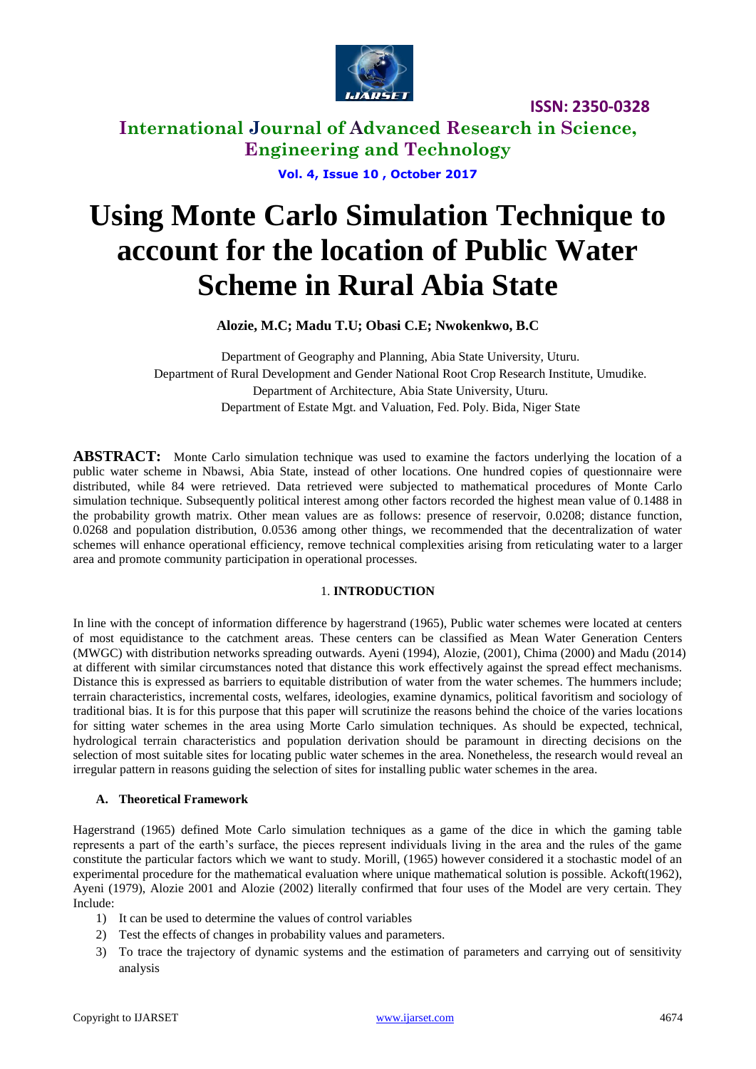# Using Monte Carlo Simulation Technique to account for the location of Public Water Scheme in Rural Abia State

**Alozie, M.C; Madu T.U; Obasi C.E; Nwokenkwo, B.C**

Department of Geography and Planning, Abia State University, Uturu.
Department of Rural Development and Gender National Root Crop Research Institute, Umudike.
Department of Architecture, Abia State University, Uturu.
Department of Estate Mgt. and Valuation, Fed. Poly. Bida, Niger State

**ABSTRACT:** Monte Carlo simulation technique was used to examine the factors underlying the location of a public water scheme in Nbawsi, Abia State, instead of other locations. One hundred copies of questionnaire were distributed, while 84 were retrieved. Data retrieved were subjected to mathematical procedures of Monte Carlo simulation technique. Subsequently political interest among other factors recorded the highest mean value of 0.1488 in the probability growth matrix. Other mean values are as follows: presence of reservoir, 0.0208; distance function, 0.0268 and population distribution, 0.0536 among other things, we recommended that the decentralization of water schemes will enhance operational efficiency, remove technical complexities arising from reticulating water to a larger area and promote community participation in operational processes.

## 1. INTRODUCTION

In line with the concept of information difference by hagerstrand (1965), Public water schemes were located at centers of most equidistance to the catchment areas. These centers can be classified as Mean Water Generation Centers (MWGC) with distribution networks spreading outwards. Ayeni (1994), Alozie, (2001), Chima (2000) and Madu (2014) at different with similar circumstances noted that distance this work effectively against the spread effect mechanisms. Distance this is expressed as barriers to equitable distribution of water from the water schemes. The hummers include; terrain characteristics, incremental costs, welfares, ideologies, examine dynamics, political favoritism and sociology of traditional bias. It is for this purpose that this paper will scrutinize the reasons behind the choice of the varies locations for sitting water schemes in the area using Morte Carlo simulation techniques. As should be expected, technical, hydrological terrain characteristics and population derivation should be paramount in directing decisions on the selection of most suitable sites for locating public water schemes in the area. Nonetheless, the research would reveal an irregular pattern in reasons guiding the selection of sites for installing public water schemes in the area.

### A. Theoretical Framework

Hagerstrand (1965) defined Mote Carlo simulation techniques as a game of the dice in which the gaming table represents a part of the earth's surface, the pieces represent individuals living in the area and the rules of the game constitute the particular factors which we want to study. Morill, (1965) however considered it a stochastic model of an experimental procedure for the mathematical evaluation where unique mathematical solution is possible. Ackoft(1962), Ayeni (1979), Alozie 2001 and Alozie (2002) literally confirmed that four uses of the Model are very certain. They Include:

1) It can be used to determine the values of control variables
2) Test the effects of changes in probability values and parameters.
3) To trace the trajectory of dynamic systems and the estimation of parameters and carrying out of sensitivity analysis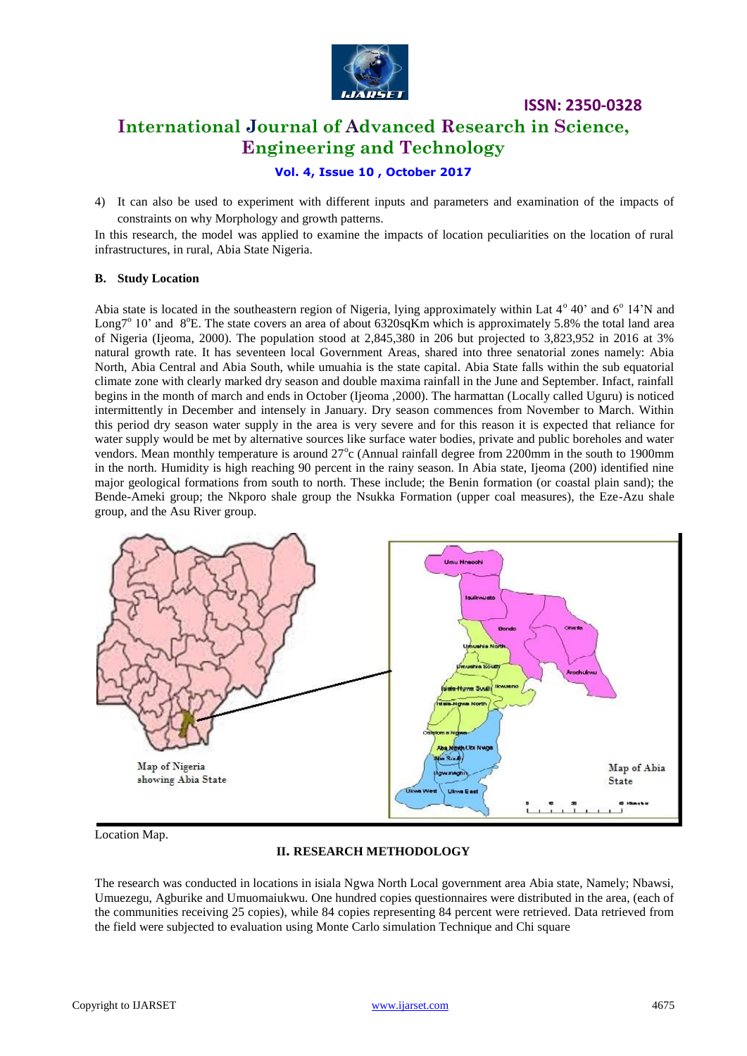4) It can also be used to experiment with different inputs and parameters and examination of the impacts of constraints on why Morphology and growth patterns.

In this research, the model was applied to examine the impacts of location peculiarities on the location of rural infrastructures, in rural, Abia State Nigeria.

### B. Study Location

Abia state is located in the southeastern region of Nigeria, lying approximately within Lat $4^o$ 40' and $6^o$ 14'N and Long$7^o$ 10' and $8^o$E. The state covers an area of about 6320sqKm which is approximately 5.8% the total land area of Nigeria (Ijeoma, 2000). The population stood at 2,845,380 in 206 but projected to 3,823,952 in 2016 at 3% natural growth rate. It has seventeen local Government Areas, shared into three senatorial zones namely: Abia North, Abia Central and Abia South, while umuahia is the state capital. Abia State falls within the sub equatorial climate zone with clearly marked dry season and double maxima rainfall in the June and September. Infact, rainfall begins in the month of march and ends in October (Ijeoma ,2000). The harmattan (Locally called Uguru) is noticed intermittently in December and intensely in January. Dry season commences from November to March. Within this period dry season water supply in the area is very severe and for this reason it is expected that reliance for water supply would be met by alternative sources like surface water bodies, private and public boreholes and water vendors. Mean monthly temperature is around $27^o$c (Annual rainfall degree from 2200mm in the south to 1900mm in the north. Humidity is high reaching 90 percent in the rainy season. In Abia state, Ijeoma (200) identified nine major geological formations from south to north. These include; the Benin formation (or coastal plain sand); the Bende-Ameki group; the Nkporo shale group the Nsukka Formation (upper coal measures), the Eze-Azu shale group, and the Asu River group.

Location Map.

## II. RESEARCH METHODOLOGY

The research was conducted in locations in isiala Ngwa North Local government area Abia state, Namely; Nbawsi, Umuezegu, Agburike and Umuomaiukwu. One hundred copies questionnaires were distributed in the area, (each of the communities receiving 25 copies), while 84 copies representing 84 percent were retrieved. Data retrieved from the field were subjected to evaluation using Monte Carlo simulation Technique and Chi square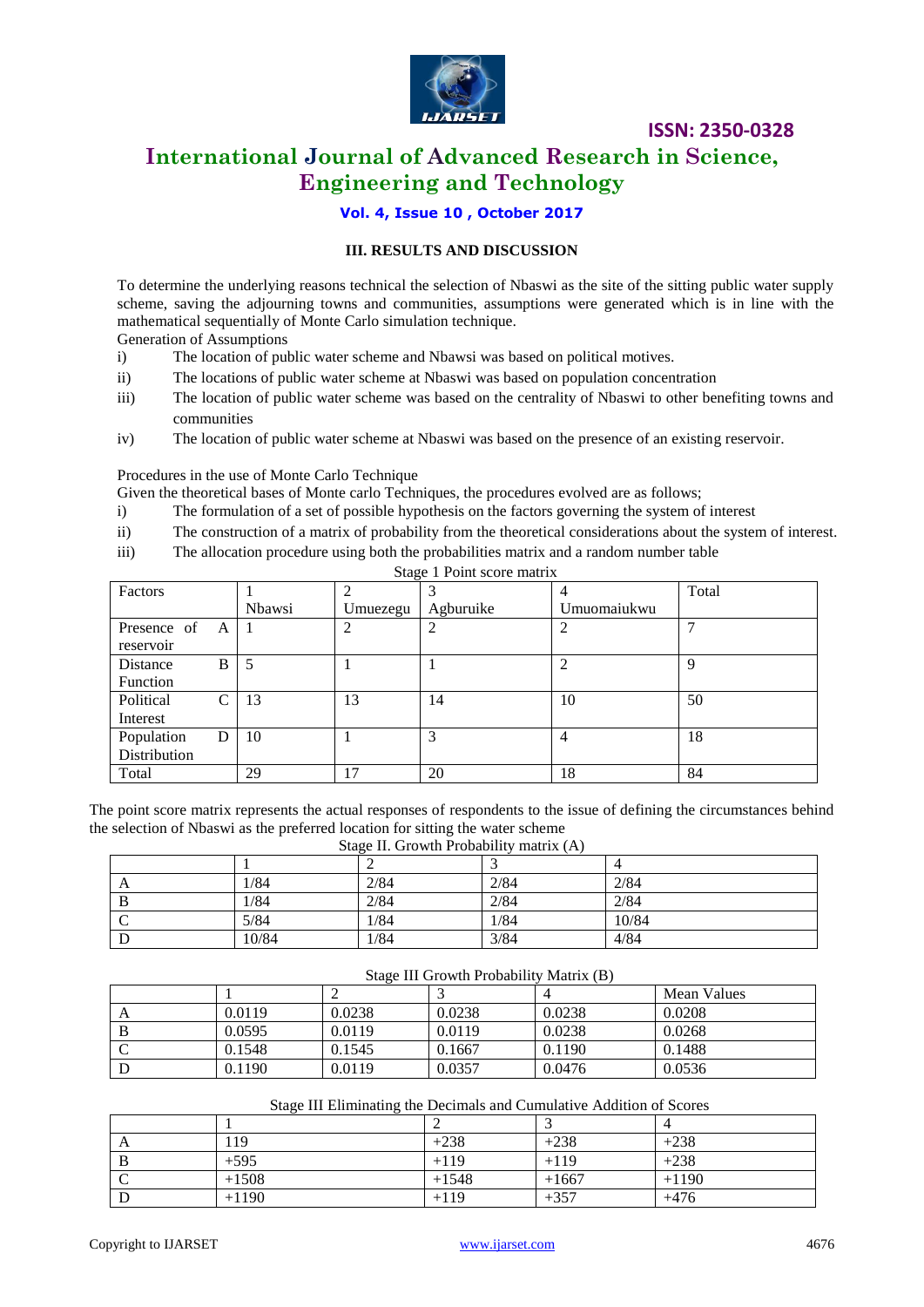### III. RESULTS AND DISCUSSION

To determine the underlying reasons technical the selection of Nbaswi as the site of the sitting public water supply scheme, saving the adjourning towns and communities, assumptions were generated which is in line with the mathematical sequentially of Monte Carlo simulation technique.

Generation of Assumptions

- i) The location of public water scheme and Nbawsi was based on political motives.
- ii) The locations of public water scheme at Nbaswi was based on population concentration
- iii) The location of public water scheme was based on the centrality of Nbaswi to other benefiting towns and communities
- iv) The location of public water scheme at Nbaswi was based on the presence of an existing reservoir.

Procedures in the use of Monte Carlo Technique

Given the theoretical bases of Monte carlo Techniques, the procedures evolved are as follows;

- i) The formulation of a set of possible hypothesis on the factors governing the system of interest
- ii) The construction of a matrix of probability from the theoretical considerations about the system of interest.
- iii) The allocation procedure using both the probabilities matrix and a random number table

Stage 1 Point score matrix

| Factors | | 1 Nbawsi | 2 Umuezegu | 3 Agburuike | 4 Umuomaiukwu | Total |
|---|---|---|---|---|---|---|
| Presence of reservoir | A | 1 | 2 | 2 | 2 | 7 |
| Distance Function | B | 5 | 1 | 1 | 2 | 9 |
| Political Interest | C | 13 | 13 | 14 | 10 | 50 |
| Population Distribution | D | 10 | 1 | 3 | 4 | 18 |
| Total | | 29 | 17 | 20 | 18 | 84 |

The point score matrix represents the actual responses of respondents to the issue of defining the circumstances behind the selection of Nbaswi as the preferred location for sitting the water scheme

Stage II. Growth Probability matrix (A)

| | 1 | 2 | 3 | 4 |
|---|---|---|---|---|
| A | 1/84 | 2/84 | 2/84 | 2/84 |
| B | 1/84 | 2/84 | 2/84 | 2/84 |
| C | 5/84 | 1/84 | 1/84 | 10/84 |
| D | 10/84 | 1/84 | 3/84 | 4/84 |

Stage III Growth Probability Matrix (B)

| | 1 | 2 | 3 | 4 | Mean Values |
|---|---|---|---|---|---|
| A | 0.0119 | 0.0238 | 0.0238 | 0.0238 | 0.0208 |
| B | 0.0595 | 0.0119 | 0.0119 | 0.0238 | 0.0268 |
| C | 0.1548 | 0.1545 | 0.1667 | 0.1190 | 0.1488 |
| D | 0.1190 | 0.0119 | 0.0357 | 0.0476 | 0.0536 |

Stage III Eliminating the Decimals and Cumulative Addition of Scores

| | 1 | 2 | 3 | 4 |
|---|---|---|---|---|
| A | 119 | +238 | +238 | +238 |
| B | +595 | +119 | +119 | +238 |
| C | +1508 | +1548 | +1667 | +1190 |
| D | +1190 | +119 | +357 | +476 |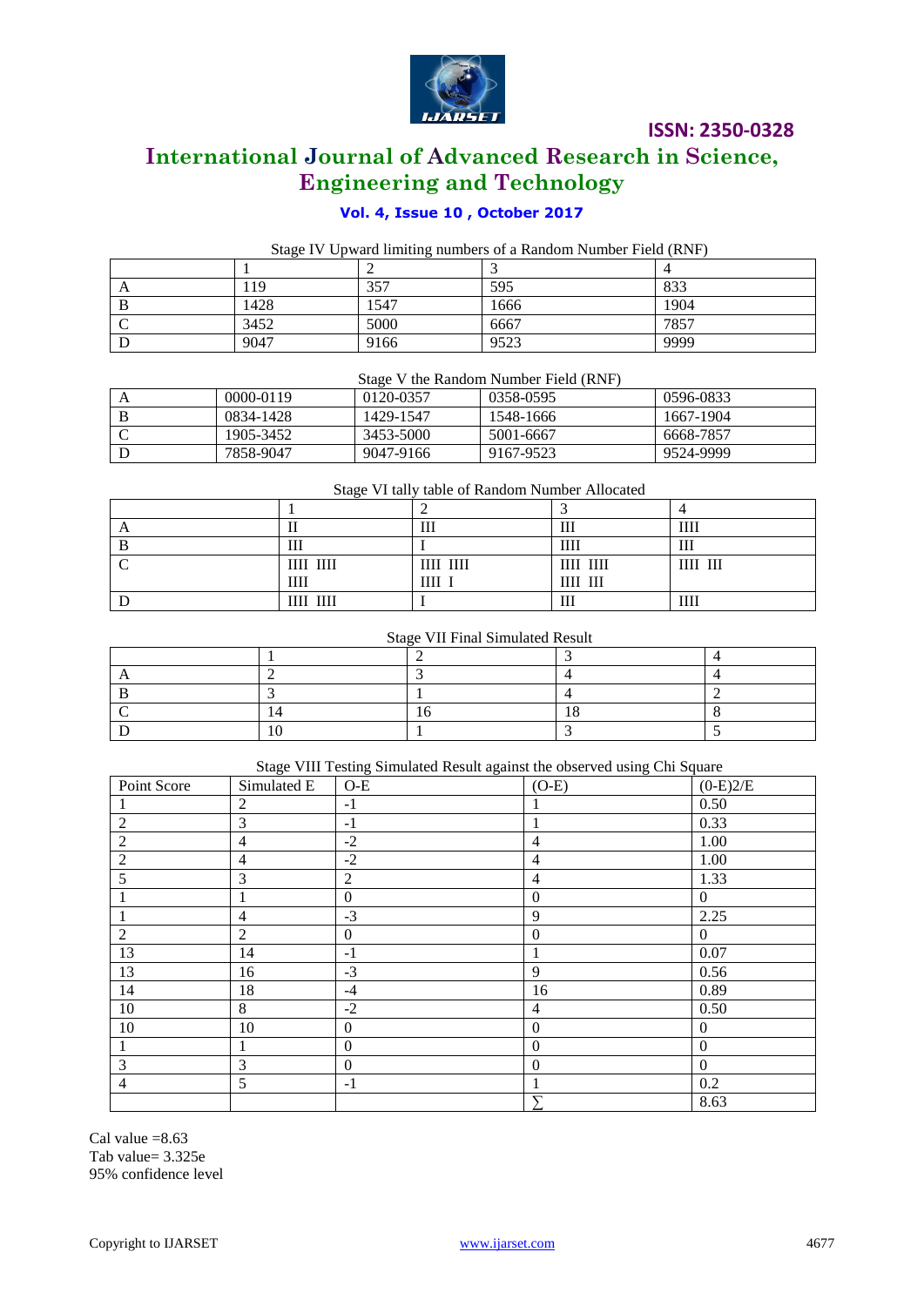Stage IV Upward limiting numbers of a Random Number Field (RNF)

| | 1 | 2 | 3 | 4 |
|---|---|---|---|---|
| A | 119 | 357 | 595 | 833 |
| B | 1428 | 1547 | 1666 | 1904 |
| C | 3452 | 5000 | 6667 | 7857 |
| D | 9047 | 9166 | 9523 | 9999 |

Stage V the Random Number Field (RNF)

| | | | | |
|---|---|---|---|---|
| A | 0000-0119 | 0120-0357 | 0358-0595 | 0596-0833 |
| B | 0834-1428 | 1429-1547 | 1548-1666 | 1667-1904 |
| C | 1905-3452 | 3453-5000 | 5001-6667 | 6668-7857 |
| D | 7858-9047 | 9047-9166 | 9167-9523 | 9524-9999 |

Stage VI tally table of Random Number Allocated

| | 1 | 2 | 3 | 4 |
|---|---|---|---|---|
| A | II | III | III | IIII |
| B | III | I | IIII | III |
| C | IIII IIII IIII | IIII IIII IIII I | IIII IIII IIII III | IIII III |
| D | IIII IIII | I | III | IIII |

Stage VII Final Simulated Result

| | 1 | 2 | 3 | 4 |
|---|---|---|---|---|
| A | 2 | 3 | 4 | 4 |
| B | 3 | 1 | 4 | 2 |
| C | 14 | 16 | 18 | 8 |
| D | 10 | 1 | 3 | 5 |

Stage VIII Testing Simulated Result against the observed using Chi Square

| Point Score | Simulated E | O-E | (O-E) | (0-E)2/E |
|---|---|---|---|---|
| 1 | 2 | -1 | 1 | 0.50 |
| 2 | 3 | -1 | 1 | 0.33 |
| 2 | 4 | -2 | 4 | 1.00 |
| 2 | 4 | -2 | 4 | 1.00 |
| 5 | 3 | 2 | 4 | 1.33 |
| 1 | 1 | 0 | 0 | 0 |
| 1 | 4 | -3 | 9 | 2.25 |
| 2 | 2 | 0 | 0 | 0 |
| 13 | 14 | -1 | 1 | 0.07 |
| 13 | 16 | -3 | 9 | 0.56 |
| 14 | 18 | -4 | 16 | 0.89 |
| 10 | 8 | -2 | 4 | 0.50 |
| 10 | 10 | 0 | 0 | 0 |
| 1 | 1 | 0 | 0 | 0 |
| 3 | 3 | 0 | 0 | 0 |
| 4 | 5 | -1 | 1 | 0.2 |
| | | | $\sum$ | 8.63 |

Cal value =8.63
Tab value= 3.325e
95% confidence level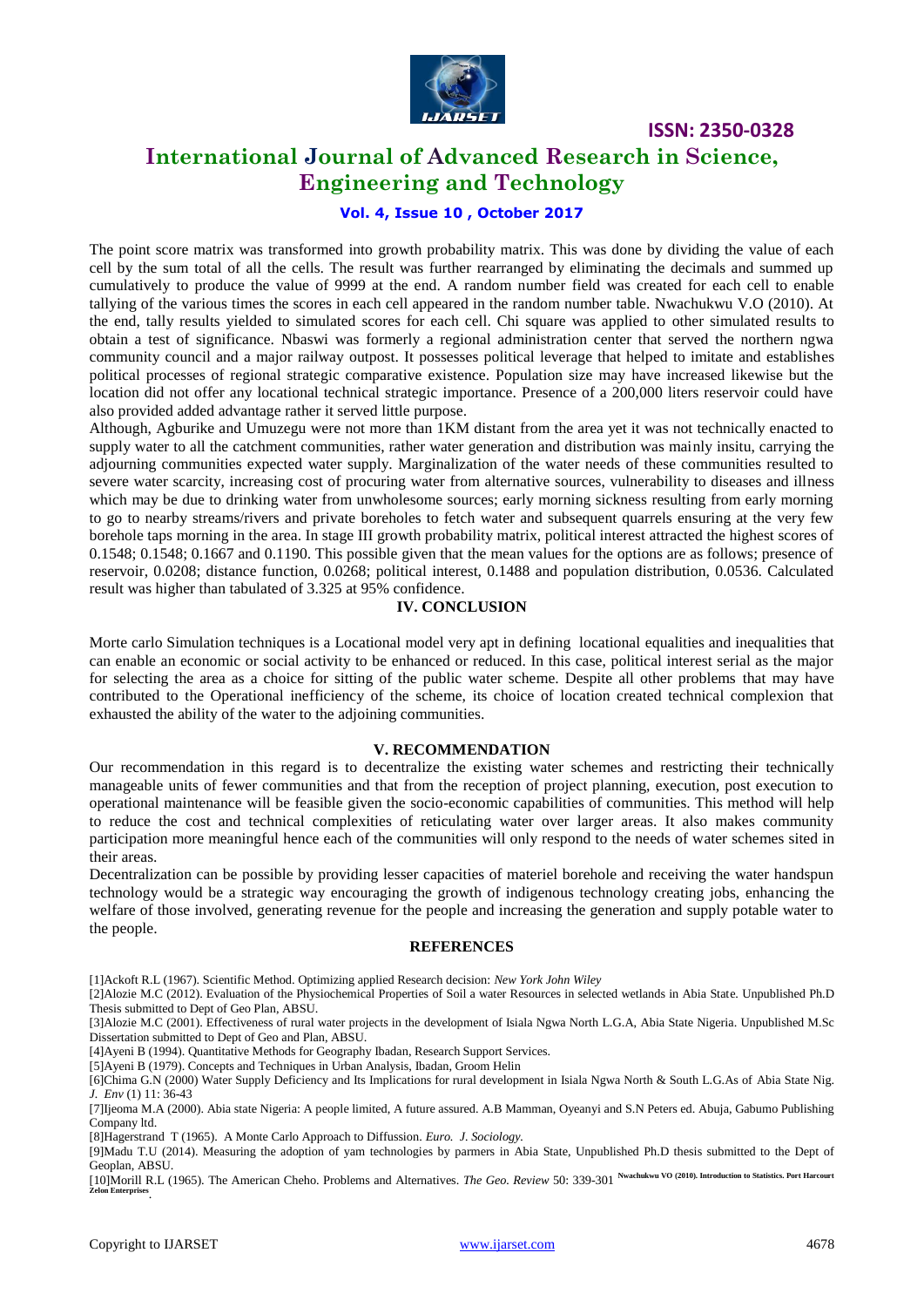The point score matrix was transformed into growth probability matrix. This was done by dividing the value of each cell by the sum total of all the cells. The result was further rearranged by eliminating the decimals and summed up cumulatively to produce the value of 9999 at the end. A random number field was created for each cell to enable tallying of the various times the scores in each cell appeared in the random number table. Nwachukwu V.O (2010). At the end, tally results yielded to simulated scores for each cell. Chi square was applied to other simulated results to obtain a test of significance. Nbaswi was formerly a regional administration center that served the northern ngwa community council and a major railway outpost. It possesses political leverage that helped to imitate and establishes political processes of regional strategic comparative existence. Population size may have increased likewise but the location did not offer any locational technical strategic importance. Presence of a 200,000 liters reservoir could have also provided added advantage rather it served little purpose.

Although, Agburike and Umuzegu were not more than 1KM distant from the area yet it was not technically enacted to supply water to all the catchment communities, rather water generation and distribution was mainly insitu, carrying the adjourning communities expected water supply. Marginalization of the water needs of these communities resulted to severe water scarcity, increasing cost of procuring water from alternative sources, vulnerability to diseases and illness which may be due to drinking water from unwholesome sources; early morning sickness resulting from early morning to go to nearby streams/rivers and private boreholes to fetch water and subsequent quarrels ensuring at the very few borehole taps morning in the area. In stage III growth probability matrix, political interest attracted the highest scores of 0.1548; 0.1548; 0.1667 and 0.1190. This possible given that the mean values for the options are as follows; presence of reservoir, 0.0208; distance function, 0.0268; political interest, 0.1488 and population distribution, 0.0536. Calculated result was higher than tabulated of 3.325 at 95% confidence.

## IV. CONCLUSION

Morte carlo Simulation techniques is a Locational model very apt in defining locational equalities and inequalities that can enable an economic or social activity to be enhanced or reduced. In this case, political interest serial as the major for selecting the area as a choice for sitting of the public water scheme. Despite all other problems that may have contributed to the Operational inefficiency of the scheme, its choice of location created technical complexion that exhausted the ability of the water to the adjoining communities.

## V. RECOMMENDATION

Our recommendation in this regard is to decentralize the existing water schemes and restricting their technically manageable units of fewer communities and that from the reception of project planning, execution, post execution to operational maintenance will be feasible given the socio-economic capabilities of communities. This method will help to reduce the cost and technical complexities of reticulating water over larger areas. It also makes community participation more meaningful hence each of the communities will only respond to the needs of water schemes sited in their areas.

Decentralization can be possible by providing lesser capacities of materiel borehole and receiving the water handspun technology would be a strategic way encouraging the growth of indigenous technology creating jobs, enhancing the welfare of those involved, generating revenue for the people and increasing the generation and supply potable water to the people.

## REFERENCES

[1]Ackoft R.L (1967). Scientific Method. Optimizing applied Research decision: *New York John Wiley*

[2]Alozie M.C (2012). Evaluation of the Physiochemical Properties of Soil a water Resources in selected wetlands in Abia State. Unpublished Ph.D Thesis submitted to Dept of Geo Plan, ABSU.

[3]Alozie M.C (2001). Effectiveness of rural water projects in the development of Isiala Ngwa North L.G.A, Abia State Nigeria. Unpublished M.Sc Dissertation submitted to Dept of Geo and Plan, ABSU.

[4]Ayeni B (1994). Quantitative Methods for Geography Ibadan, Research Support Services.

[5]Ayeni B (1979). Concepts and Techniques in Urban Analysis, Ibadan, Groom Helin

[6]Chima G.N (2000) Water Supply Deficiency and Its Implications for rural development in Isiala Ngwa North & South L.G.As of Abia State Nig. *J. Env* (1) 11: 36-43

[7]Ijeoma M.A (2000). Abia state Nigeria: A people limited, A future assured. A.B Mamman, Oyeanyi and S.N Peters ed. Abuja, Gabumo Publishing Company ltd.

[8]Hagerstrand T (1965). A Monte Carlo Approach to Diffussion. *Euro. J. Sociology.*

[9]Madu T.U (2014). Measuring the adoption of yam technologies by parmers in Abia State, Unpublished Ph.D thesis submitted to the Dept of Geoplan, ABSU.

[10]Morill R.L (1965). The American Cheho. Problems and Alternatives. *The Geo. Review* 50: 339-301 Nwachukwu VO (2010). Introduction to Statistics. Port Harcourt Zelon Enterprises.